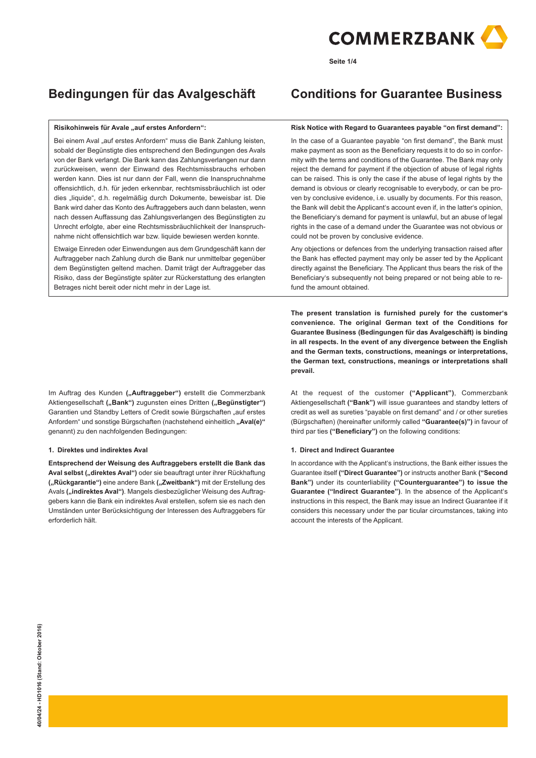# Bedingungen für das Avalgeschäft

**Risikohinweis für Avale „auf erstes Anfordern":**

Bei einem Aval „auf erstes Anfordern" muss die Bank Zahlung leisten, sobald der Begünstigte dies entsprechend den Bedingungen des Avals von der Bank verlangt. Die Bank kann das Zahlungsverlangen nur dann zurückweisen, wenn der Einwand des Rechtsmissbrauchs erhoben werden kann. Dies ist nur dann der Fall, wenn die Inanspruchnahme offensichtlich, d.h. für jeden erkennbar, rechtsmissbräuchlich ist oder dies „liquide", d.h. regelmäßig durch Dokumente, beweisbar ist. Die Bank wird daher das Konto des Auftraggebers auch dann belasten, wenn nach dessen Auffassung das Zahlungsverlangen des Begünstigten zu Unrecht erfolgte, aber eine Rechtsmissbräuchlichkeit der Inanspruchnahme nicht offensichtlich war bzw. liquide bewiesen werden konnte.

Etwaige Einreden oder Einwendungen aus dem Grundgeschäft kann der Auftraggeber nach Zahlung durch die Bank nur unmittelbar gegenüber dem Begünstigten geltend machen. Damit trägt der Auftraggeber das Risiko, dass der Begünstigte später zur Rückerstattung des erlangten Betrages nicht bereit oder nicht mehr in der Lage ist.

Im Auftrag des Kunden **(„Auftraggeber")** erstellt die Commerzbank Aktiengesellschaft **(„Bank")** zugunsten eines Dritten **(„Begünstigter")** Garantien und Standby Letters of Credit sowie Bürgschaften „auf erstes Anfordern" und sonstige Bürgschaften (nachstehend einheitlich **„Aval(e)"** genannt) zu den nachfolgenden Bedingungen:

### 1. Direktes und indirektes Aval

**Entsprechend der Weisung des Auftraggebers erstellt die Bank das Aval selbst („direktes Aval")** oder sie beauftragt unter ihrer Rückhaftung **(„Rückgarantie")** eine andere Bank **(„Zweitbank")** mit der Erstellung des Avals **(„indirektes Aval")**. Mangels diesbezüglicher Weisung des Auftraggebers kann die Bank ein indirektes Aval erstellen, sofern sie es nach den Umständen unter Berücksichtigung der Interessen des Auftraggebers für erforderlich hält.

# Conditions for Guarantee Business

**Risk Notice with Regard to Guarantees payable "on first demand":**

In the case of a Guarantee payable "on first demand", the Bank must make payment as soon as the Beneficiary requests it to do so in conformity with the terms and conditions of the Guarantee. The Bank may only reject the demand for payment if the objection of abuse of legal rights can be raised. This is only the case if the abuse of legal rights by the demand is obvious or clearly recognisable to everybody, or can be proven by conclusive evidence, i.e. usually by documents. For this reason, the Bank will debit the Applicant's account even if, in the latter's opinion, the Beneficiary's demand for payment is unlawful, but an abuse of legal rights in the case of a demand under the Guarantee was not obvious or could not be proven by conclusive evidence.

Any objections or defences from the underlying transaction raised after the Bank has effected payment may only be asserted by the Applicant directly against the Beneficiary. The Applicant thus bears the risk of the Beneficiary's subsequently not being prepared or not being able to refund the amount obtained.

**The present translation is furnished purely for the customer's convenience. The original German text of the Conditions for Guarantee Business (Bedingungen für das Avalgeschäft) is binding in all respects. In the event of any divergence between the English and the German texts, constructions, meanings or interpretations, the German text, constructions, meanings or interpretations shall prevail.**

At the request of the customer **("Applicant")**, Commerzbank Aktiengesellschaft **("Bank")** will issue guarantees and standby letters of credit as well as sureties "payable on first demand" and / or other sureties (Bürgschaften) (hereinafter uniformly called **"Guarantee(s)")** in favour of third parties **("Beneficiary")** on the following conditions:

### 1. Direct and Indirect Guarantee

In accordance with the Applicant's instructions, the Bank either issues the Guarantee itself **("Direct Guarantee")** or instructs another Bank **("Second Bank")** under its counterliability **("Counterguarantee") to issue the Guarantee ("Indirect Guarantee")**. In the absence of the Applicant's instructions in this respect, the Bank may issue an Indirect Guarantee if it considers this necessary under the particular circumstances, taking into account the interests of the Applicant.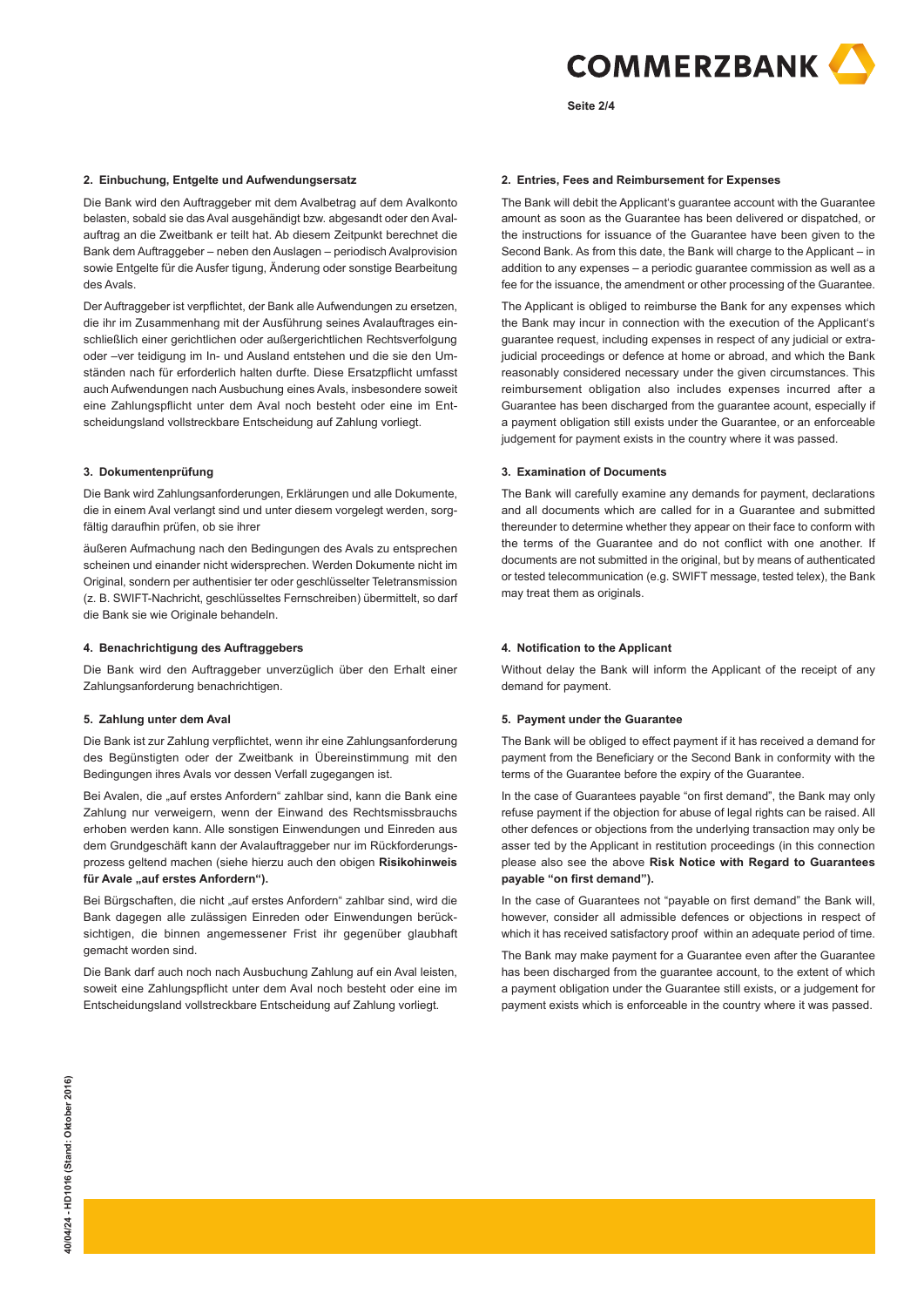## 2. Einbuchung, Entgelte und Aufwendungsersatz

Die Bank wird den Auftraggeber mit dem Avalbetrag auf dem Avalkonto belasten, sobald sie das Aval ausgehändigt bzw. abgesandt oder den Avalauftrag an die Zweitbank erteilt hat. Ab diesem Zeitpunkt berechnet die Bank dem Auftraggeber – neben den Auslagen – periodisch Avalprovision sowie Entgelte für die Ausfertigung, Änderung oder sonstige Bearbeitung des Avals.

Der Auftraggeber ist verpflichtet, der Bank alle Aufwendungen zu ersetzen, die ihr im Zusammenhang mit der Ausführung seines Avalauftrages einschließlich einer gerichtlichen oder außergerichtlichen Rechtsverfolgung oder –verteidigung im In- und Ausland entstehen und die sie den Umständen nach für erforderlich halten durfte. Diese Ersatzpflicht umfasst auch Aufwendungen nach Ausbuchung eines Avals, insbesondere soweit eine Zahlungspflicht unter dem Aval noch besteht oder eine im Entscheidungsland vollstreckbare Entscheidung auf Zahlung vorliegt.

## 3. Dokumentenprüfung

Die Bank wird Zahlungsanforderungen, Erklärungen und alle Dokumente, die in einem Aval verlangt sind und unter diesem vorgelegt werden, sorgfältig daraufhin prüfen, ob sie ihrer

äußeren Aufmachung nach den Bedingungen des Avals zu entsprechen scheinen und einander nicht widersprechen. Werden Dokumente nicht im Original, sondern per authentisierter oder geschlüsselter Teletransmission (z. B. SWIFT-Nachricht, geschlüsseltes Fernschreiben) übermittelt, so darf die Bank sie wie Originale behandeln.

## 4. Benachrichtigung des Auftraggebers

Die Bank wird den Auftraggeber unverzüglich über den Erhalt einer Zahlungsanforderung benachrichtigen.

## 5. Zahlung unter dem Aval

Die Bank ist zur Zahlung verpflichtet, wenn ihr eine Zahlungsanforderung des Begünstigten oder der Zweitbank in Übereinstimmung mit den Bedingungen ihres Avals vor dessen Verfall zugegangen ist.

Bei Avalen, die „auf erstes Anfordern" zahlbar sind, kann die Bank eine Zahlung nur verweigern, wenn der Einwand des Rechtsmissbrauchs erhoben werden kann. Alle sonstigen Einwendungen und Einreden aus dem Grundgeschäft kann der Avalauftraggeber nur im Rückforderungsprozess geltend machen (siehe hierzu auch den obigen **Risikohinweis für Avale „auf erstes Anfordern").**

Bei Bürgschaften, die nicht „auf erstes Anfordern" zahlbar sind, wird die Bank dagegen alle zulässigen Einreden oder Einwendungen berücksichtigen, die binnen angemessener Frist ihr gegenüber glaubhaft gemacht worden sind.

Die Bank darf auch noch nach Ausbuchung Zahlung auf ein Aval leisten, soweit eine Zahlungspflicht unter dem Aval noch besteht oder eine im Entscheidungsland vollstreckbare Entscheidung auf Zahlung vorliegt.

## 2. Entries, Fees and Reimbursement for Expenses

The Bank will debit the Applicant's guarantee account with the Guarantee amount as soon as the Guarantee has been delivered or dispatched, or the instructions for issuance of the Guarantee have been given to the Second Bank. As from this date, the Bank will charge to the Applicant – in addition to any expenses – a periodic guarantee commission as well as a fee for the issuance, the amendment or other processing of the Guarantee.

The Applicant is obliged to reimburse the Bank for any expenses which the Bank may incur in connection with the execution of the Applicant's guarantee request, including expenses in respect of any judicial or extrajudicial proceedings or defence at home or abroad, and which the Bank reasonably considered necessary under the given circumstances. This reimbursement obligation also includes expenses incurred after a Guarantee has been discharged from the guarantee acount, especially if a payment obligation still exists under the Guarantee, or an enforceable judgement for payment exists in the country where it was passed.

## 3. Examination of Documents

The Bank will carefully examine any demands for payment, declarations and all documents which are called for in a Guarantee and submitted thereunder to determine whether they appear on their face to conform with the terms of the Guarantee and do not conflict with one another. If documents are not submitted in the original, but by means of authenticated or tested telecommunication (e.g. SWIFT message, tested telex), the Bank may treat them as originals.

## 4. Notification to the Applicant

Without delay the Bank will inform the Applicant of the receipt of any demand for payment.

## 5. Payment under the Guarantee

The Bank will be obliged to effect payment if it has received a demand for payment from the Beneficiary or the Second Bank in conformity with the terms of the Guarantee before the expiry of the Guarantee.

In the case of Guarantees payable "on first demand", the Bank may only refuse payment if the objection for abuse of legal rights can be raised. All other defences or objections from the underlying transaction may only be asserted by the Applicant in restitution proceedings (in this connection please also see the above **Risk Notice with Regard to Guarantees payable "on first demand").**

In the case of Guarantees not "payable on first demand" the Bank will, however, consider all admissible defences or objections in respect of which it has received satisfactory proof within an adequate period of time.

The Bank may make payment for a Guarantee even after the Guarantee has been discharged from the guarantee account, to the extent of which a payment obligation under the Guarantee still exists, or a judgement for payment exists which is enforceable in the country where it was passed.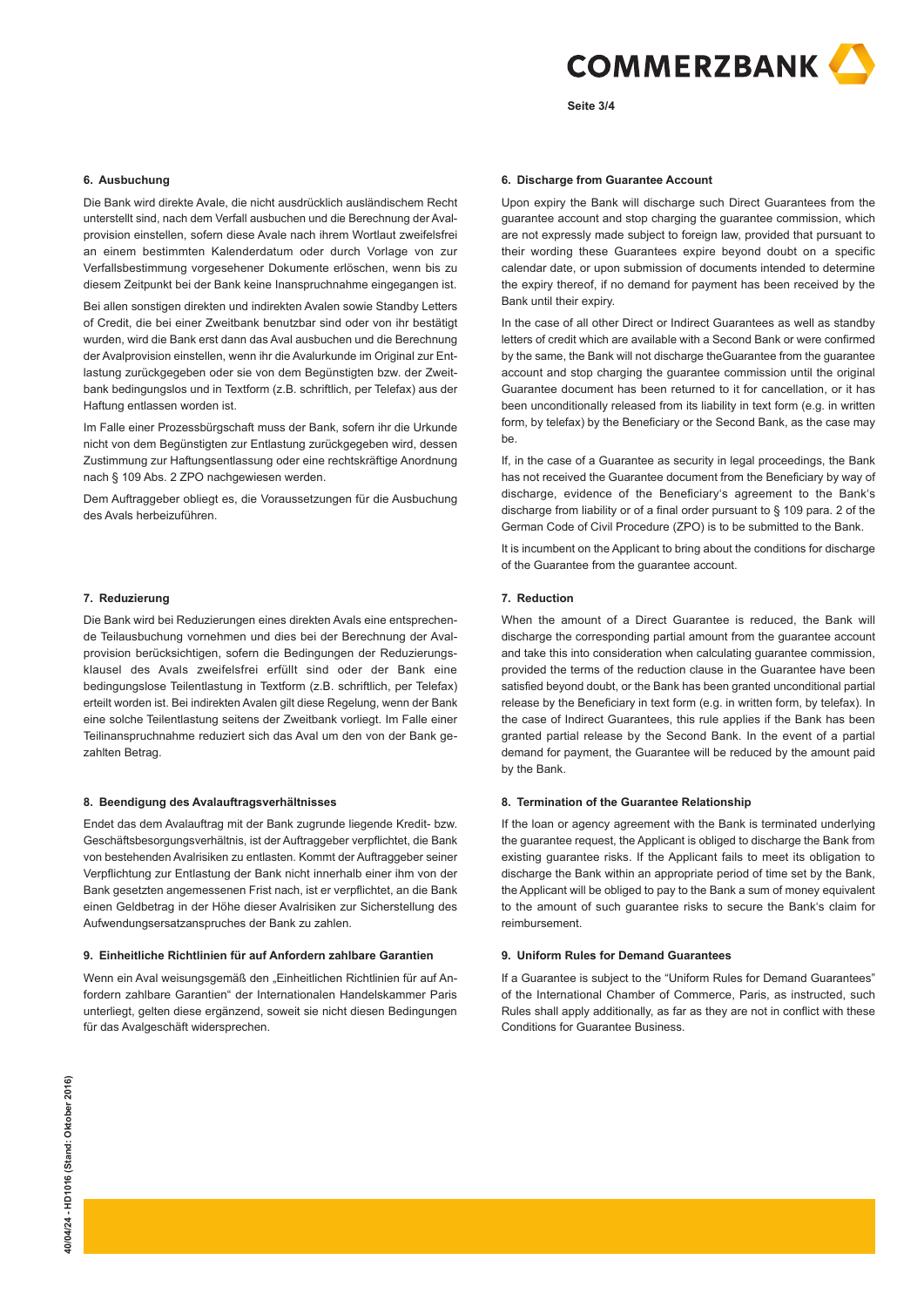### 6. Ausbuchung

Die Bank wird direkte Avale, die nicht ausdrücklich ausländischem Recht unterstellt sind, nach dem Verfall ausbuchen und die Berechnung der Avalprovision einstellen, sofern diese Avale nach ihrem Wortlaut zweifelsfrei an einem bestimmten Kalenderdatum oder durch Vorlage von zur Verfallsbestimmung vorgesehener Dokumente erlöschen, wenn bis zu diesem Zeitpunkt bei der Bank keine Inanspruchnahme eingegangen ist.

Bei allen sonstigen direkten und indirekten Avalen sowie Standby Letters of Credit, die bei einer Zweitbank benutzbar sind oder von ihr bestätigt wurden, wird die Bank erst dann das Aval ausbuchen und die Berechnung der Avalprovision einstellen, wenn ihr die Avalurkunde im Original zur Entlastung zurückgegeben oder sie von dem Begünstigten bzw. der Zweitbank bedingungslos und in Textform (z.B. schriftlich, per Telefax) aus der Haftung entlassen worden ist.

Im Falle einer Prozessbürgschaft muss der Bank, sofern ihr die Urkunde nicht von dem Begünstigten zur Entlastung zurückgegeben wird, dessen Zustimmung zur Haftungsentlassung oder eine rechtskräftige Anordnung nach § 109 Abs. 2 ZPO nachgewiesen werden.

Dem Auftraggeber obliegt es, die Voraussetzungen für die Ausbuchung des Avals herbeizuführen.

### 7. Reduzierung

Die Bank wird bei Reduzierungen eines direkten Avals eine entsprechende Teilausbuchung vornehmen und dies bei der Berechnung der Avalprovision berücksichtigen, sofern die Bedingungen der Reduzierungsklausel des Avals zweifelsfrei erfüllt sind oder der Bank eine bedingungslose Teilentlastung in Textform (z.B. schriftlich, per Telefax) erteilt worden ist. Bei indirekten Avalen gilt diese Regelung, wenn der Bank eine solche Teilentlastung seitens der Zweitbank vorliegt. Im Falle einer Teilinanspruchnahme reduziert sich das Aval um den von der Bank gezahlten Betrag.

### 8. Beendigung des Avalauftragsverhältnisses

Endet das dem Avalauftrag mit der Bank zugrunde liegende Kredit- bzw. Geschäftsbesorgungsverhältnis, ist der Auftraggeber verpflichtet, die Bank von bestehenden Avalrisiken zu entlasten. Kommt der Auftraggeber seiner Verpflichtung zur Entlastung der Bank nicht innerhalb einer ihm von der Bank gesetzten angemessenen Frist nach, ist er verpflichtet, an die Bank einen Geldbetrag in der Höhe dieser Avalrisiken zur Sicherstellung des Aufwendungsersatzanspruches der Bank zu zahlen.

### 9. Einheitliche Richtlinien für auf Anfordern zahlbare Garantien

Wenn ein Aval weisungsgemäß den „Einheitlichen Richtlinien für auf Anfordern zahlbare Garantien" der Internationalen Handelskammer Paris unterliegt, gelten diese ergänzend, soweit sie nicht diesen Bedingungen für das Avalgeschäft widersprechen.

### 6. Discharge from Guarantee Account

Upon expiry the Bank will discharge such Direct Guarantees from the guarantee account and stop charging the guarantee commission, which are not expressly made subject to foreign law, provided that pursuant to their wording these Guarantees expire beyond doubt on a specific calendar date, or upon submission of documents intended to determine the expiry thereof, if no demand for payment has been received by the Bank until their expiry.

In the case of all other Direct or Indirect Guarantees as well as standby letters of credit which are available with a Second Bank or were confirmed by the same, the Bank will not discharge theGuarantee from the guarantee account and stop charging the guarantee commission until the original Guarantee document has been returned to it for cancellation, or it has been unconditionally released from its liability in text form (e.g. in written form, by telefax) by the Beneficiary or the Second Bank, as the case may be.

If, in the case of a Guarantee as security in legal proceedings, the Bank has not received the Guarantee document from the Beneficiary by way of discharge, evidence of the Beneficiary's agreement to the Bank's discharge from liability or of a final order pursuant to § 109 para. 2 of the German Code of Civil Procedure (ZPO) is to be submitted to the Bank.

It is incumbent on the Applicant to bring about the conditions for discharge of the Guarantee from the guarantee account.

### 7. Reduction

When the amount of a Direct Guarantee is reduced, the Bank will discharge the corresponding partial amount from the guarantee account and take this into consideration when calculating guarantee commission, provided the terms of the reduction clause in the Guarantee have been satisfied beyond doubt, or the Bank has been granted unconditional partial release by the Beneficiary in text form (e.g. in written form, by telefax). In the case of Indirect Guarantees, this rule applies if the Bank has been granted partial release by the Second Bank. In the event of a partial demand for payment, the Guarantee will be reduced by the amount paid by the Bank.

### 8. Termination of the Guarantee Relationship

If the loan or agency agreement with the Bank is terminated underlying the guarantee request, the Applicant is obliged to discharge the Bank from existing guarantee risks. If the Applicant fails to meet its obligation to discharge the Bank within an appropriate period of time set by the Bank, the Applicant will be obliged to pay to the Bank a sum of money equivalent to the amount of such guarantee risks to secure the Bank's claim for reimbursement.

### 9. Uniform Rules for Demand Guarantees

If a Guarantee is subject to the "Uniform Rules for Demand Guarantees" of the International Chamber of Commerce, Paris, as instructed, such Rules shall apply additionally, as far as they are not in conflict with these Conditions for Guarantee Business.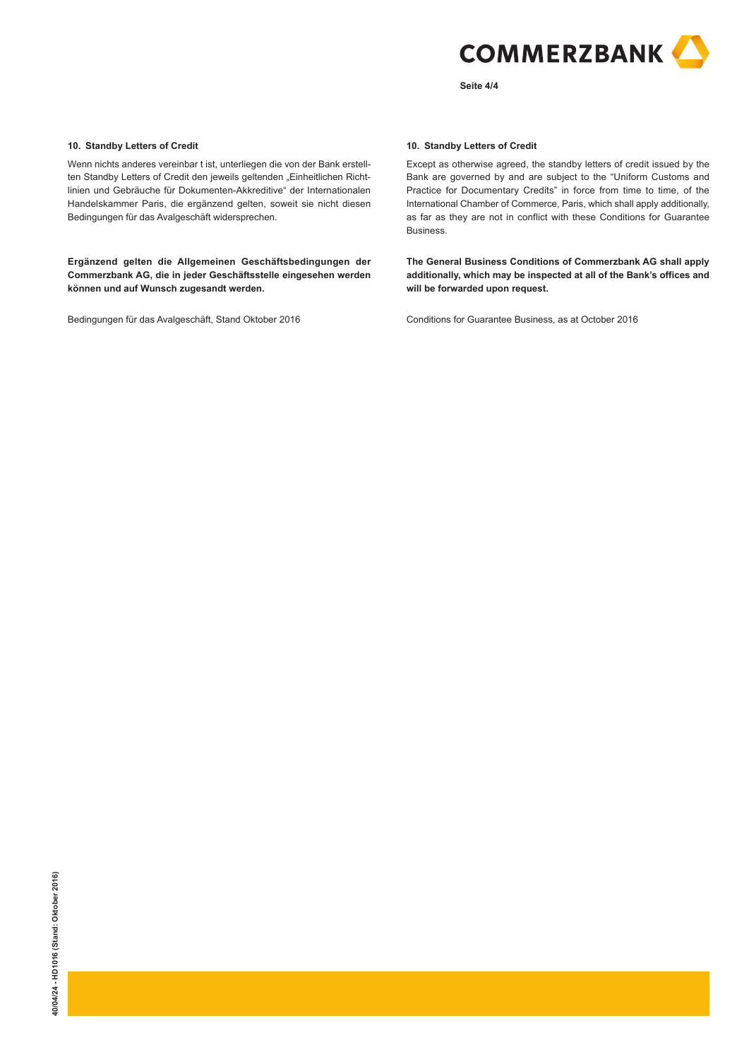### 10. Standby Letters of Credit

Wenn nichts anderes vereinbar t ist, unterliegen die von der Bank erstellten Standby Letters of Credit den jeweils geltenden „Einheitlichen Richtlinien und Gebräuche für Dokumenten-Akkreditive“ der Internationalen Handelskammer Paris, die ergänzend gelten, soweit sie nicht diesen Bedingungen für das Avalgeschäft widersprechen.

**Ergänzend gelten die Allgemeinen Geschäftsbedingungen der Commerzbank AG, die in jeder Geschäftsstelle eingesehen werden können und auf Wunsch zugesandt werden.**

Bedingungen für das Avalgeschäft, Stand Oktober 2016

### 10. Standby Letters of Credit

Except as otherwise agreed, the standby letters of credit issued by the Bank are governed by and are subject to the “Uniform Customs and Practice for Documentary Credits” in force from time to time, of the International Chamber of Commerce, Paris, which shall apply additionally, as far as they are not in conflict with these Conditions for Guarantee Business.

**The General Business Conditions of Commerzbank AG shall apply additionally, which may be inspected at all of the Bank’s offices and will be forwarded upon request.**

Conditions for Guarantee Business, as at October 2016

40/04/24 - HD1016 (Stand: Oktober 2016)